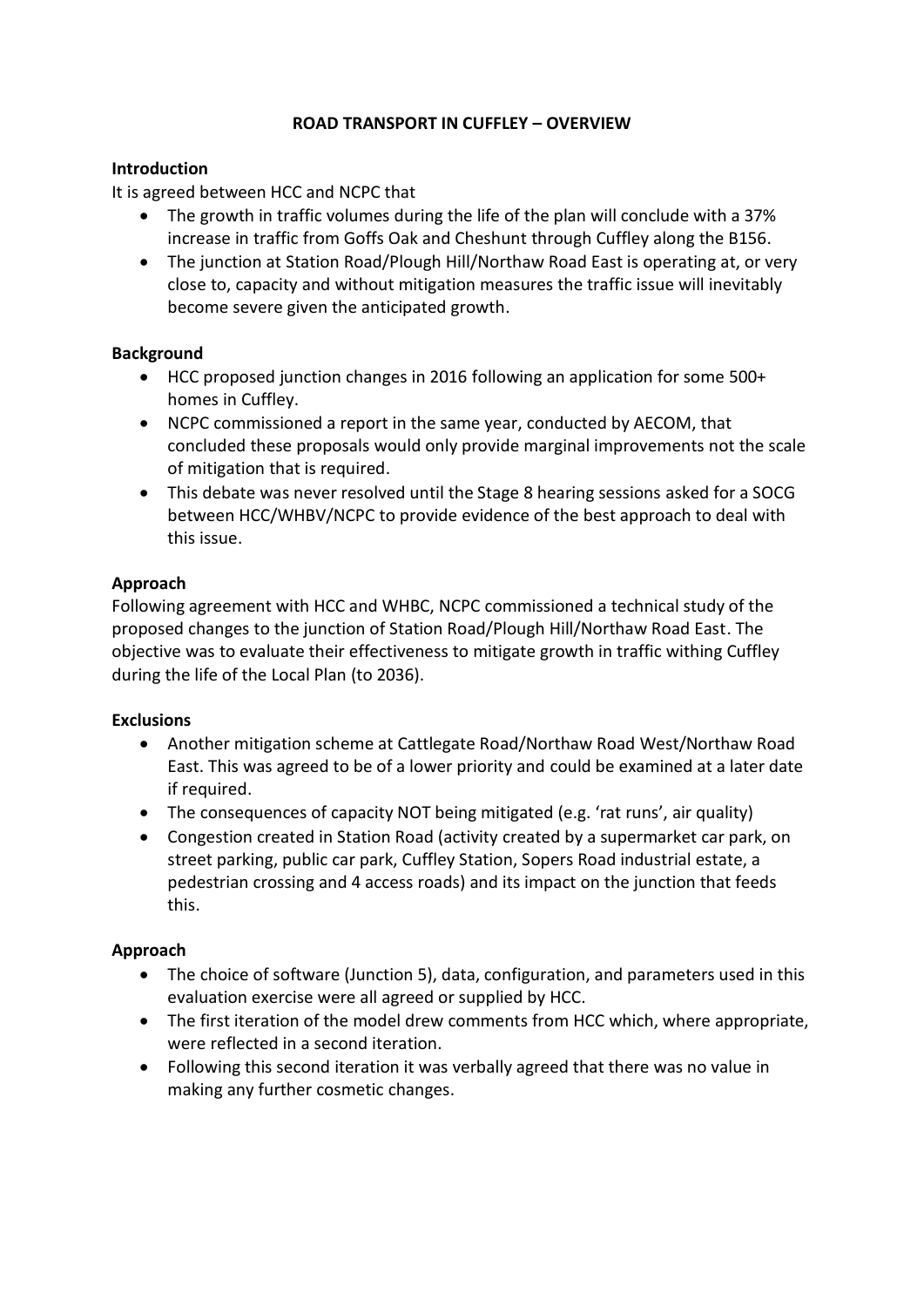# ROAD TRANSPORT IN CUFFLEY – OVERVIEW

## Introduction

It is agreed between HCC and NCPC that

- The growth in traffic volumes during the life of the plan will conclude with a 37% increase in traffic from Goffs Oak and Cheshunt through Cuffley along the B156.
- The junction at Station Road/Plough Hill/Northaw Road East is operating at, or very close to, capacity and without mitigation measures the traffic issue will inevitably become severe given the anticipated growth.

## Background

- HCC proposed junction changes in 2016 following an application for some 500+ homes in Cuffley.
- NCPC commissioned a report in the same year, conducted by AECOM, that concluded these proposals would only provide marginal improvements not the scale of mitigation that is required.
- This debate was never resolved until the Stage 8 hearing sessions asked for a SOCG between HCC/WHBV/NCPC to provide evidence of the best approach to deal with this issue.

## Approach

Following agreement with HCC and WHBC, NCPC commissioned a technical study of the proposed changes to the junction of Station Road/Plough Hill/Northaw Road East. The objective was to evaluate their effectiveness to mitigate growth in traffic withing Cuffley during the life of the Local Plan (to 2036).

## Exclusions

- Another mitigation scheme at Cattlegate Road/Northaw Road West/Northaw Road East. This was agreed to be of a lower priority and could be examined at a later date if required.
- The consequences of capacity NOT being mitigated (e.g. 'rat runs', air quality)
- Congestion created in Station Road (activity created by a supermarket car park, on street parking, public car park, Cuffley Station, Sopers Road industrial estate, a pedestrian crossing and 4 access roads) and its impact on the junction that feeds this.

## Approach

- The choice of software (Junction 5), data, configuration, and parameters used in this evaluation exercise were all agreed or supplied by HCC.
- The first iteration of the model drew comments from HCC which, where appropriate, were reflected in a second iteration.
- Following this second iteration it was verbally agreed that there was no value in making any further cosmetic changes.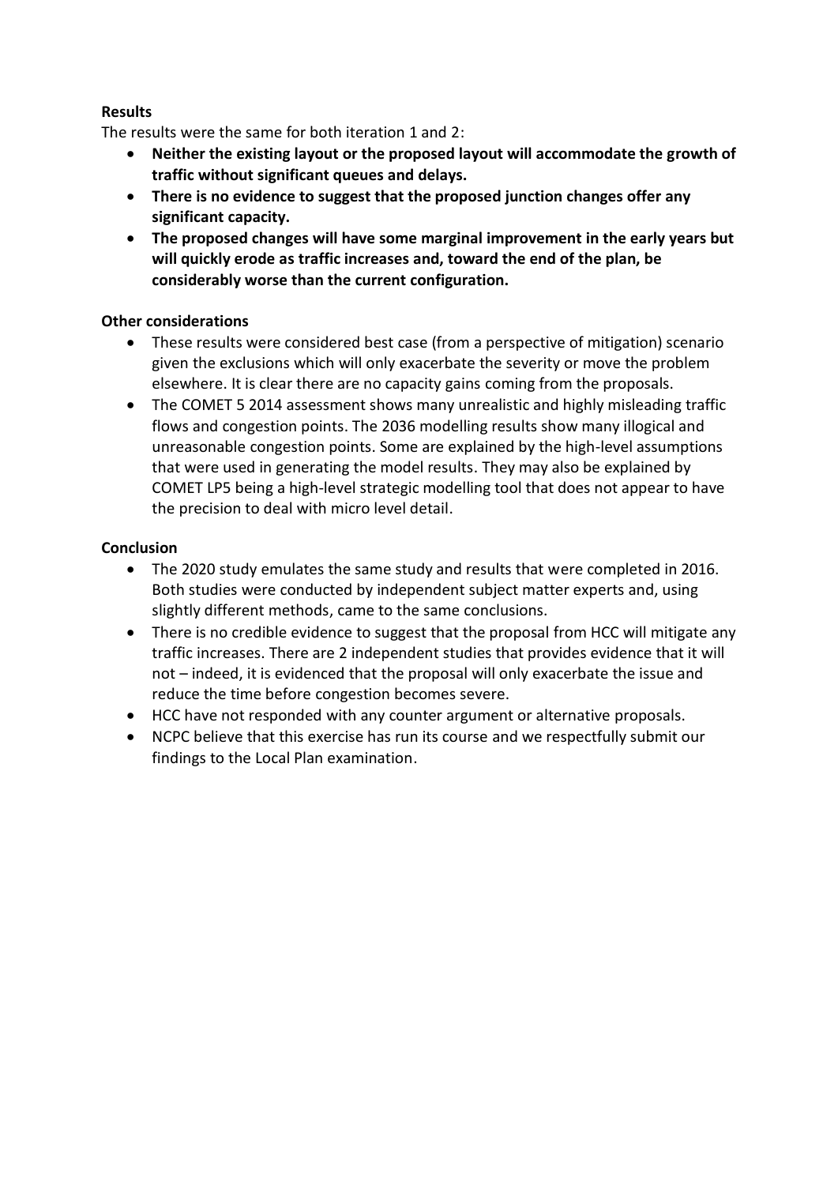**Results**

The results were the same for both iteration 1 and 2:

- **Neither the existing layout or the proposed layout will accommodate the growth of traffic without significant queues and delays.**
- **There is no evidence to suggest that the proposed junction changes offer any significant capacity.**
- **The proposed changes will have some marginal improvement in the early years but will quickly erode as traffic increases and, toward the end of the plan, be considerably worse than the current configuration.**

**Other considerations**

- These results were considered best case (from a perspective of mitigation) scenario given the exclusions which will only exacerbate the severity or move the problem elsewhere. It is clear there are no capacity gains coming from the proposals.
- The COMET 5 2014 assessment shows many unrealistic and highly misleading traffic flows and congestion points. The 2036 modelling results show many illogical and unreasonable congestion points. Some are explained by the high-level assumptions that were used in generating the model results. They may also be explained by COMET LP5 being a high-level strategic modelling tool that does not appear to have the precision to deal with micro level detail.

**Conclusion**

- The 2020 study emulates the same study and results that were completed in 2016. Both studies were conducted by independent subject matter experts and, using slightly different methods, came to the same conclusions.
- There is no credible evidence to suggest that the proposal from HCC will mitigate any traffic increases. There are 2 independent studies that provides evidence that it will not – indeed, it is evidenced that the proposal will only exacerbate the issue and reduce the time before congestion becomes severe.
- HCC have not responded with any counter argument or alternative proposals.
- NCPC believe that this exercise has run its course and we respectfully submit our findings to the Local Plan examination.